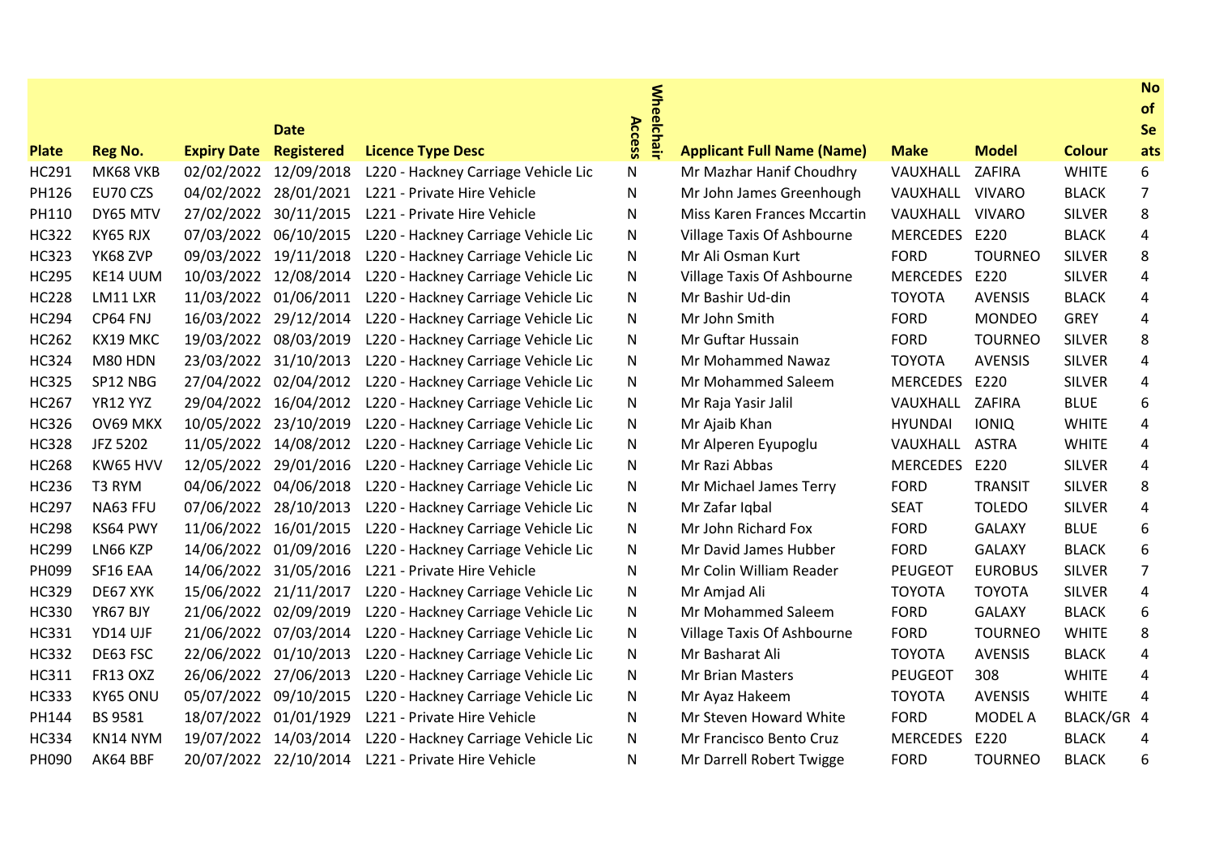| Plate | Reg No. | Expiry Date | Date Registered | Licence Type Desc | Wheelchair Access | Applicant Full Name (Name) | Make | Model | Colour | No of Seats |
|---|---|---|---|---|---|---|---|---|---|---|
| HC291 | MK68 VKB | 02/02/2022 | 12/09/2018 | L220 - Hackney Carriage Vehicle Lic | N | Mr Mazhar Hanif Choudhry | VAUXHALL | ZAFIRA | WHITE | 6 |
| PH126 | EU70 CZS | 04/02/2022 | 28/01/2021 | L221 - Private Hire Vehicle | N | Mr John James Greenhough | VAUXHALL | VIVARO | BLACK | 7 |
| PH110 | DY65 MTV | 27/02/2022 | 30/11/2015 | L221 - Private Hire Vehicle | N | Miss Karen Frances Mccartin | VAUXHALL | VIVARO | SILVER | 8 |
| HC322 | KY65 RJX | 07/03/2022 | 06/10/2015 | L220 - Hackney Carriage Vehicle Lic | N | Village Taxis Of Ashbourne | MERCEDES | E220 | BLACK | 4 |
| HC323 | YK68 ZVP | 09/03/2022 | 19/11/2018 | L220 - Hackney Carriage Vehicle Lic | N | Mr Ali Osman Kurt | FORD | TOURNEO | SILVER | 8 |
| HC295 | KE14 UUM | 10/03/2022 | 12/08/2014 | L220 - Hackney Carriage Vehicle Lic | N | Village Taxis Of Ashbourne | MERCEDES | E220 | SILVER | 4 |
| HC228 | LM11 LXR | 11/03/2022 | 01/06/2011 | L220 - Hackney Carriage Vehicle Lic | N | Mr Bashir Ud-din | TOYOTA | AVENSIS | BLACK | 4 |
| HC294 | CP64 FNJ | 16/03/2022 | 29/12/2014 | L220 - Hackney Carriage Vehicle Lic | N | Mr John Smith | FORD | MONDEO | GREY | 4 |
| HC262 | KX19 MKC | 19/03/2022 | 08/03/2019 | L220 - Hackney Carriage Vehicle Lic | N | Mr Guftar Hussain | FORD | TOURNEO | SILVER | 8 |
| HC324 | M80 HDN | 23/03/2022 | 31/10/2013 | L220 - Hackney Carriage Vehicle Lic | N | Mr Mohammed Nawaz | TOYOTA | AVENSIS | SILVER | 4 |
| HC325 | SP12 NBG | 27/04/2022 | 02/04/2012 | L220 - Hackney Carriage Vehicle Lic | N | Mr Mohammed Saleem | MERCEDES | E220 | SILVER | 4 |
| HC267 | YR12 YYZ | 29/04/2022 | 16/04/2012 | L220 - Hackney Carriage Vehicle Lic | N | Mr Raja Yasir Jalil | VAUXHALL | ZAFIRA | BLUE | 6 |
| HC326 | OV69 MKX | 10/05/2022 | 23/10/2019 | L220 - Hackney Carriage Vehicle Lic | N | Mr Ajaib Khan | HYUNDAI | IONIQ | WHITE | 4 |
| HC328 | JFZ 5202 | 11/05/2022 | 14/08/2012 | L220 - Hackney Carriage Vehicle Lic | N | Mr Alperen Eyupoglu | VAUXHALL | ASTRA | WHITE | 4 |
| HC268 | KW65 HVV | 12/05/2022 | 29/01/2016 | L220 - Hackney Carriage Vehicle Lic | N | Mr Razi Abbas | MERCEDES | E220 | SILVER | 4 |
| HC236 | T3 RYM | 04/06/2022 | 04/06/2018 | L220 - Hackney Carriage Vehicle Lic | N | Mr Michael James Terry | FORD | TRANSIT | SILVER | 8 |
| HC297 | NA63 FFU | 07/06/2022 | 28/10/2013 | L220 - Hackney Carriage Vehicle Lic | N | Mr Zafar Iqbal | SEAT | TOLEDO | SILVER | 4 |
| HC298 | KS64 PWY | 11/06/2022 | 16/01/2015 | L220 - Hackney Carriage Vehicle Lic | N | Mr John Richard Fox | FORD | GALAXY | BLUE | 6 |
| HC299 | LN66 KZP | 14/06/2022 | 01/09/2016 | L220 - Hackney Carriage Vehicle Lic | N | Mr David James Hubber | FORD | GALAXY | BLACK | 6 |
| PH099 | SF16 EAA | 14/06/2022 | 31/05/2016 | L221 - Private Hire Vehicle | N | Mr Colin William Reader | PEUGEOT | EUROBUS | SILVER | 7 |
| HC329 | DE67 XYK | 15/06/2022 | 21/11/2017 | L220 - Hackney Carriage Vehicle Lic | N | Mr Amjad Ali | TOYOTA | TOYOTA | SILVER | 4 |
| HC330 | YR67 BJY | 21/06/2022 | 02/09/2019 | L220 - Hackney Carriage Vehicle Lic | N | Mr Mohammed Saleem | FORD | GALAXY | BLACK | 6 |
| HC331 | YD14 UJF | 21/06/2022 | 07/03/2014 | L220 - Hackney Carriage Vehicle Lic | N | Village Taxis Of Ashbourne | FORD | TOURNEO | WHITE | 8 |
| HC332 | DE63 FSC | 22/06/2022 | 01/10/2013 | L220 - Hackney Carriage Vehicle Lic | N | Mr Basharat Ali | TOYOTA | AVENSIS | BLACK | 4 |
| HC311 | FR13 OXZ | 26/06/2022 | 27/06/2013 | L220 - Hackney Carriage Vehicle Lic | N | Mr Brian Masters | PEUGEOT | 308 | WHITE | 4 |
| HC333 | KY65 ONU | 05/07/2022 | 09/10/2015 | L220 - Hackney Carriage Vehicle Lic | N | Mr Ayaz Hakeem | TOYOTA | AVENSIS | WHITE | 4 |
| PH144 | BS 9581 | 18/07/2022 | 01/01/1929 | L221 - Private Hire Vehicle | N | Mr Steven Howard White | FORD | MODEL A | BLACK/GR | 4 |
| HC334 | KN14 NYM | 19/07/2022 | 14/03/2014 | L220 - Hackney Carriage Vehicle Lic | N | Mr Francisco Bento Cruz | MERCEDES | E220 | BLACK | 4 |
| PH090 | AK64 BBF | 20/07/2022 | 22/10/2014 | L221 - Private Hire Vehicle | N | Mr Darrell Robert Twigge | FORD | TOURNEO | BLACK | 6 |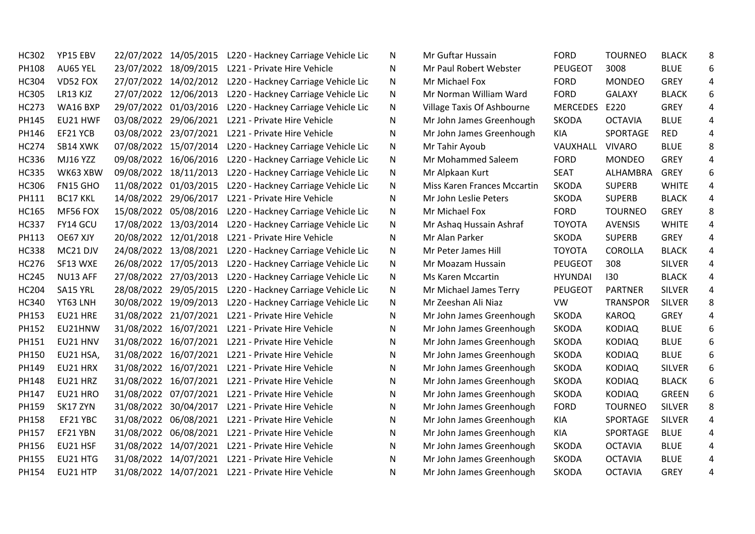| | | | | | | | | | | | |
|---|---|---|---|---|---|---|---|---|---|---|---|
| HC302 | YP15 EBV | 22/07/2022 | 14/05/2015 | L220 - Hackney Carriage Vehicle Lic | N | Mr Guftar Hussain | FORD | TOURNEO | BLACK | 8 |
| PH108 | AU65 YEL | 23/07/2022 | 18/09/2015 | L221 - Private Hire Vehicle | N | Mr Paul Robert Webster | PEUGEOT | 3008 | BLUE | 6 |
| HC304 | VD52 FOX | 27/07/2022 | 14/02/2012 | L220 - Hackney Carriage Vehicle Lic | N | Mr Michael Fox | FORD | MONDEO | GREY | 4 |
| HC305 | LR13 KJZ | 27/07/2022 | 12/06/2013 | L220 - Hackney Carriage Vehicle Lic | N | Mr Norman William Ward | FORD | GALAXY | BLACK | 6 |
| HC273 | WA16 BXP | 29/07/2022 | 01/03/2016 | L220 - Hackney Carriage Vehicle Lic | N | Village Taxis Of Ashbourne | MERCEDES | E220 | GREY | 4 |
| PH145 | EU21 HWF | 03/08/2022 | 29/06/2021 | L221 - Private Hire Vehicle | N | Mr John James Greenhough | SKODA | OCTAVIA | BLUE | 4 |
| PH146 | EF21 YCB | 03/08/2022 | 23/07/2021 | L221 - Private Hire Vehicle | N | Mr John James Greenhough | KIA | SPORTAGE | RED | 4 |
| HC274 | SB14 XWK | 07/08/2022 | 15/07/2014 | L220 - Hackney Carriage Vehicle Lic | N | Mr Tahir Ayoub | VAUXHALL | VIVARO | BLUE | 8 |
| HC336 | MJ16 YZZ | 09/08/2022 | 16/06/2016 | L220 - Hackney Carriage Vehicle Lic | N | Mr Mohammed Saleem | FORD | MONDEO | GREY | 4 |
| HC335 | WK63 XBW | 09/08/2022 | 18/11/2013 | L220 - Hackney Carriage Vehicle Lic | N | Mr Alpkaan Kurt | SEAT | ALHAMBRA | GREY | 6 |
| HC306 | FN15 GHO | 11/08/2022 | 01/03/2015 | L220 - Hackney Carriage Vehicle Lic | N | Miss Karen Frances Mccartin | SKODA | SUPERB | WHITE | 4 |
| PH111 | BC17 KKL | 14/08/2022 | 29/06/2017 | L221 - Private Hire Vehicle | N | Mr John Leslie Peters | SKODA | SUPERB | BLACK | 4 |
| HC165 | MF56 FOX | 15/08/2022 | 05/08/2016 | L220 - Hackney Carriage Vehicle Lic | N | Mr Michael Fox | FORD | TOURNEO | GREY | 8 |
| HC337 | FY14 GCU | 17/08/2022 | 13/03/2014 | L220 - Hackney Carriage Vehicle Lic | N | Mr Ashaq Hussain Ashraf | TOYOTA | AVENSIS | WHITE | 4 |
| PH113 | OE67 XJY | 20/08/2022 | 12/01/2018 | L221 - Private Hire Vehicle | N | Mr Alan Parker | SKODA | SUPERB | GREY | 4 |
| HC338 | MC21 DJV | 24/08/2022 | 13/08/2021 | L220 - Hackney Carriage Vehicle Lic | N | Mr Peter James Hill | TOYOTA | COROLLA | BLACK | 4 |
| HC276 | SF13 WXE | 26/08/2022 | 17/05/2013 | L220 - Hackney Carriage Vehicle Lic | N | Mr Moazam Hussain | PEUGEOT | 308 | SILVER | 4 |
| HC245 | NU13 AFF | 27/08/2022 | 27/03/2013 | L220 - Hackney Carriage Vehicle Lic | N | Ms Karen Mccartin | HYUNDAI | I30 | BLACK | 4 |
| HC204 | SA15 YRL | 28/08/2022 | 29/05/2015 | L220 - Hackney Carriage Vehicle Lic | N | Mr Michael James Terry | PEUGEOT | PARTNER | SILVER | 4 |
| HC340 | YT63 LNH | 30/08/2022 | 19/09/2013 | L220 - Hackney Carriage Vehicle Lic | N | Mr Zeeshan Ali Niaz | VW | TRANSPOR | SILVER | 8 |
| PH153 | EU21 HRE | 31/08/2022 | 21/07/2021 | L221 - Private Hire Vehicle | N | Mr John James Greenhough | SKODA | KAROQ | GREY | 4 |
| PH152 | EU21HNW | 31/08/2022 | 16/07/2021 | L221 - Private Hire Vehicle | N | Mr John James Greenhough | SKODA | KODIAQ | BLUE | 6 |
| PH151 | EU21 HNV | 31/08/2022 | 16/07/2021 | L221 - Private Hire Vehicle | N | Mr John James Greenhough | SKODA | KODIAQ | BLUE | 6 |
| PH150 | EU21 HSA, | 31/08/2022 | 16/07/2021 | L221 - Private Hire Vehicle | N | Mr John James Greenhough | SKODA | KODIAQ | BLUE | 6 |
| PH149 | EU21 HRX | 31/08/2022 | 16/07/2021 | L221 - Private Hire Vehicle | N | Mr John James Greenhough | SKODA | KODIAQ | SILVER | 6 |
| PH148 | EU21 HRZ | 31/08/2022 | 16/07/2021 | L221 - Private Hire Vehicle | N | Mr John James Greenhough | SKODA | KODIAQ | BLACK | 6 |
| PH147 | EU21 HRO | 31/08/2022 | 07/07/2021 | L221 - Private Hire Vehicle | N | Mr John James Greenhough | SKODA | KODIAQ | GREEN | 6 |
| PH159 | SK17 ZYN | 31/08/2022 | 30/04/2017 | L221 - Private Hire Vehicle | N | Mr John James Greenhough | FORD | TOURNEO | SILVER | 8 |
| PH158 | EF21 YBC | 31/08/2022 | 06/08/2021 | L221 - Private Hire Vehicle | N | Mr John James Greenhough | KIA | SPORTAGE | SILVER | 4 |
| PH157 | EF21 YBN | 31/08/2022 | 06/08/2021 | L221 - Private Hire Vehicle | N | Mr John James Greenhough | KIA | SPORTAGE | BLUE | 4 |
| PH156 | EU21 HSF | 31/08/2022 | 14/07/2021 | L221 - Private Hire Vehicle | N | Mr John James Greenhough | SKODA | OCTAVIA | BLUE | 4 |
| PH155 | EU21 HTG | 31/08/2022 | 14/07/2021 | L221 - Private Hire Vehicle | N | Mr John James Greenhough | SKODA | OCTAVIA | BLUE | 4 |
| PH154 | EU21 HTP | 31/08/2022 | 14/07/2021 | L221 - Private Hire Vehicle | N | Mr John James Greenhough | SKODA | OCTAVIA | GREY | 4 |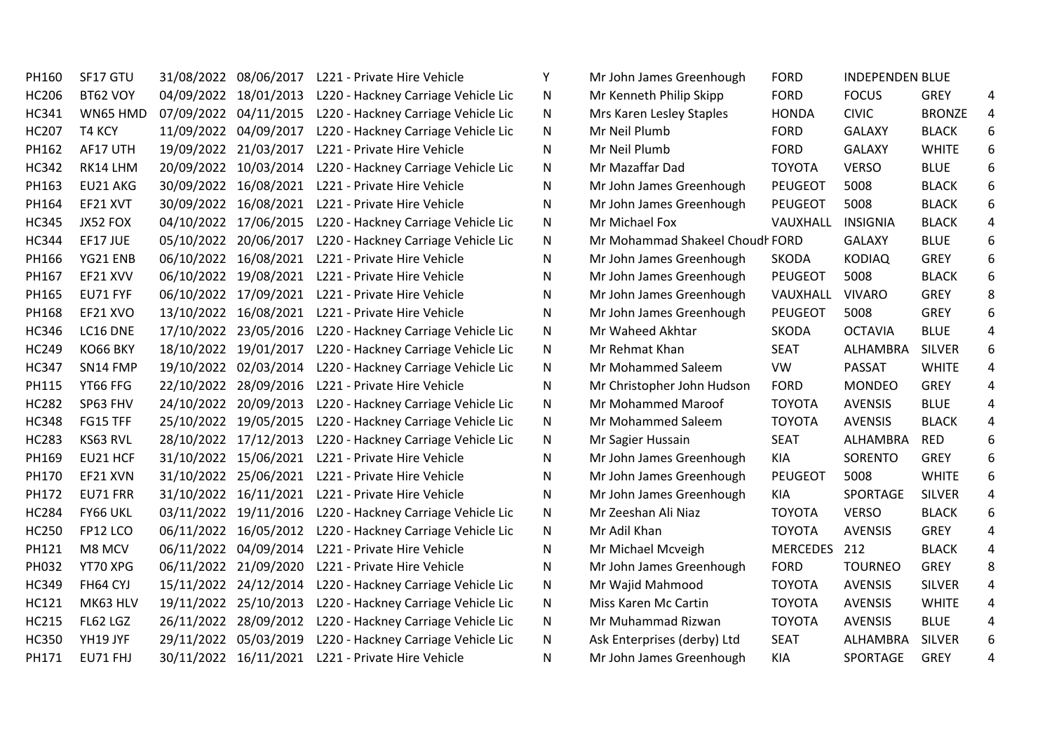| | | | | | | | | | | |
|---|---|---|---|---|---|---|---|---|---|---|
| PH160 | SF17 GTU | 31/08/2022 | 08/06/2017 | L221 - Private Hire Vehicle | Y | Mr John James Greenhough | FORD | INDEPENDEN | BLUE | |
| HC206 | BT62 VOY | 04/09/2022 | 18/01/2013 | L220 - Hackney Carriage Vehicle Lic | N | Mr Kenneth Philip Skipp | FORD | FOCUS | GREY | 4 |
| HC341 | WN65 HMD | 07/09/2022 | 04/11/2015 | L220 - Hackney Carriage Vehicle Lic | N | Mrs Karen Lesley Staples | HONDA | CIVIC | BRONZE | 4 |
| HC207 | T4 KCY | 11/09/2022 | 04/09/2017 | L220 - Hackney Carriage Vehicle Lic | N | Mr Neil Plumb | FORD | GALAXY | BLACK | 6 |
| PH162 | AF17 UTH | 19/09/2022 | 21/03/2017 | L221 - Private Hire Vehicle | N | Mr Neil Plumb | FORD | GALAXY | WHITE | 6 |
| HC342 | RK14 LHM | 20/09/2022 | 10/03/2014 | L220 - Hackney Carriage Vehicle Lic | N | Mr Mazaffar Dad | TOYOTA | VERSO | BLUE | 6 |
| PH163 | EU21 AKG | 30/09/2022 | 16/08/2021 | L221 - Private Hire Vehicle | N | Mr John James Greenhough | PEUGEOT | 5008 | BLACK | 6 |
| PH164 | EF21 XVT | 30/09/2022 | 16/08/2021 | L221 - Private Hire Vehicle | N | Mr John James Greenhough | PEUGEOT | 5008 | BLACK | 6 |
| HC345 | JX52 FOX | 04/10/2022 | 17/06/2015 | L220 - Hackney Carriage Vehicle Lic | N | Mr Michael Fox | VAUXHALL | INSIGNIA | BLACK | 4 |
| HC344 | EF17 JUE | 05/10/2022 | 20/06/2017 | L220 - Hackney Carriage Vehicle Lic | N | Mr Mohammad Shakeel Choudh | FORD | GALAXY | BLUE | 6 |
| PH166 | YG21 ENB | 06/10/2022 | 16/08/2021 | L221 - Private Hire Vehicle | N | Mr John James Greenhough | SKODA | KODIAQ | GREY | 6 |
| PH167 | EF21 XVV | 06/10/2022 | 19/08/2021 | L221 - Private Hire Vehicle | N | Mr John James Greenhough | PEUGEOT | 5008 | BLACK | 6 |
| PH165 | EU71 FYF | 06/10/2022 | 17/09/2021 | L221 - Private Hire Vehicle | N | Mr John James Greenhough | VAUXHALL | VIVARO | GREY | 8 |
| PH168 | EF21 XVO | 13/10/2022 | 16/08/2021 | L221 - Private Hire Vehicle | N | Mr John James Greenhough | PEUGEOT | 5008 | GREY | 6 |
| HC346 | LC16 DNE | 17/10/2022 | 23/05/2016 | L220 - Hackney Carriage Vehicle Lic | N | Mr Waheed Akhtar | SKODA | OCTAVIA | BLUE | 4 |
| HC249 | KO66 BKY | 18/10/2022 | 19/01/2017 | L220 - Hackney Carriage Vehicle Lic | N | Mr Rehmat Khan | SEAT | ALHAMBRA | SILVER | 6 |
| HC347 | SN14 FMP | 19/10/2022 | 02/03/2014 | L220 - Hackney Carriage Vehicle Lic | N | Mr Mohammed Saleem | VW | PASSAT | WHITE | 4 |
| PH115 | YT66 FFG | 22/10/2022 | 28/09/2016 | L221 - Private Hire Vehicle | N | Mr Christopher John Hudson | FORD | MONDEO | GREY | 4 |
| HC282 | SP63 FHV | 24/10/2022 | 20/09/2013 | L220 - Hackney Carriage Vehicle Lic | N | Mr Mohammed Maroof | TOYOTA | AVENSIS | BLUE | 4 |
| HC348 | FG15 TFF | 25/10/2022 | 19/05/2015 | L220 - Hackney Carriage Vehicle Lic | N | Mr Mohammed Saleem | TOYOTA | AVENSIS | BLACK | 4 |
| HC283 | KS63 RVL | 28/10/2022 | 17/12/2013 | L220 - Hackney Carriage Vehicle Lic | N | Mr Sagier Hussain | SEAT | ALHAMBRA | RED | 6 |
| PH169 | EU21 HCF | 31/10/2022 | 15/06/2021 | L221 - Private Hire Vehicle | N | Mr John James Greenhough | KIA | SORENTO | GREY | 6 |
| PH170 | EF21 XVN | 31/10/2022 | 25/06/2021 | L221 - Private Hire Vehicle | N | Mr John James Greenhough | PEUGEOT | 5008 | WHITE | 6 |
| PH172 | EU71 FRR | 31/10/2022 | 16/11/2021 | L221 - Private Hire Vehicle | N | Mr John James Greenhough | KIA | SPORTAGE | SILVER | 4 |
| HC284 | FY66 UKL | 03/11/2022 | 19/11/2016 | L220 - Hackney Carriage Vehicle Lic | N | Mr Zeeshan Ali Niaz | TOYOTA | VERSO | BLACK | 6 |
| HC250 | FP12 LCO | 06/11/2022 | 16/05/2012 | L220 - Hackney Carriage Vehicle Lic | N | Mr Adil Khan | TOYOTA | AVENSIS | GREY | 4 |
| PH121 | M8 MCV | 06/11/2022 | 04/09/2014 | L221 - Private Hire Vehicle | N | Mr Michael Mcveigh | MERCEDES | 212 | BLACK | 4 |
| PH032 | YT70 XPG | 06/11/2022 | 21/09/2020 | L221 - Private Hire Vehicle | N | Mr John James Greenhough | FORD | TOURNEO | GREY | 8 |
| HC349 | FH64 CYJ | 15/11/2022 | 24/12/2014 | L220 - Hackney Carriage Vehicle Lic | N | Mr Wajid Mahmood | TOYOTA | AVENSIS | SILVER | 4 |
| HC121 | MK63 HLV | 19/11/2022 | 25/10/2013 | L220 - Hackney Carriage Vehicle Lic | N | Miss Karen Mc Cartin | TOYOTA | AVENSIS | WHITE | 4 |
| HC215 | FL62 LGZ | 26/11/2022 | 28/09/2012 | L220 - Hackney Carriage Vehicle Lic | N | Mr Muhammad Rizwan | TOYOTA | AVENSIS | BLUE | 4 |
| HC350 | YH19 JYF | 29/11/2022 | 05/03/2019 | L220 - Hackney Carriage Vehicle Lic | N | Ask Enterprises (derby) Ltd | SEAT | ALHAMBRA | SILVER | 6 |
| PH171 | EU71 FHJ | 30/11/2022 | 16/11/2021 | L221 - Private Hire Vehicle | N | Mr John James Greenhough | KIA | SPORTAGE | GREY | 4 |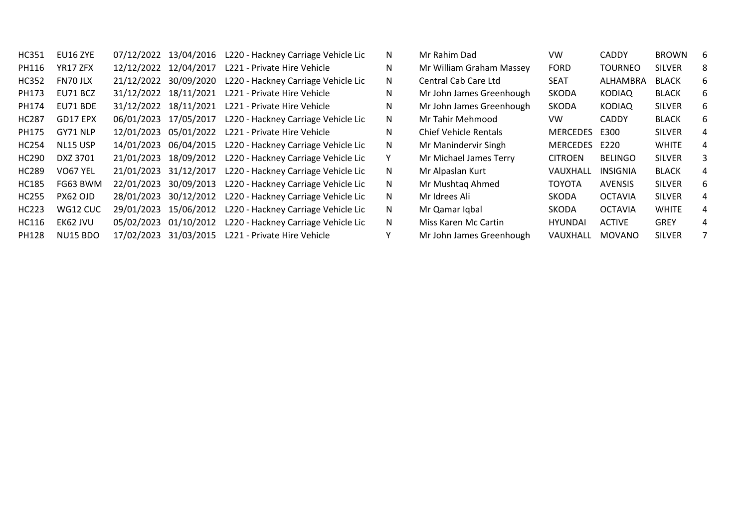| | | | | | | | | | | |
|---|---|---|---|---|---|---|---|---|---|---|
| HC351 | EU16 ZYE | 07/12/2022 | 13/04/2016 | L220 - Hackney Carriage Vehicle Lic | N | Mr Rahim Dad | VW | CADDY | BROWN | 6 |
| PH116 | YR17 ZFX | 12/12/2022 | 12/04/2017 | L221 - Private Hire Vehicle | N | Mr William Graham Massey | FORD | TOURNEO | SILVER | 8 |
| HC352 | FN70 JLX | 21/12/2022 | 30/09/2020 | L220 - Hackney Carriage Vehicle Lic | N | Central Cab Care Ltd | SEAT | ALHAMBRA | BLACK | 6 |
| PH173 | EU71 BCZ | 31/12/2022 | 18/11/2021 | L221 - Private Hire Vehicle | N | Mr John James Greenhough | SKODA | KODIAQ | BLACK | 6 |
| PH174 | EU71 BDE | 31/12/2022 | 18/11/2021 | L221 - Private Hire Vehicle | N | Mr John James Greenhough | SKODA | KODIAQ | SILVER | 6 |
| HC287 | GD17 EPX | 06/01/2023 | 17/05/2017 | L220 - Hackney Carriage Vehicle Lic | N | Mr Tahir Mehmood | VW | CADDY | BLACK | 6 |
| PH175 | GY71 NLP | 12/01/2023 | 05/01/2022 | L221 - Private Hire Vehicle | N | Chief Vehicle Rentals | MERCEDES | E300 | SILVER | 4 |
| HC254 | NL15 USP | 14/01/2023 | 06/04/2015 | L220 - Hackney Carriage Vehicle Lic | N | Mr Manindervir Singh | MERCEDES | E220 | WHITE | 4 |
| HC290 | DXZ 3701 | 21/01/2023 | 18/09/2012 | L220 - Hackney Carriage Vehicle Lic | Y | Mr Michael James Terry | CITROEN | BELINGO | SILVER | 3 |
| HC289 | VO67 YEL | 21/01/2023 | 31/12/2017 | L220 - Hackney Carriage Vehicle Lic | N | Mr Alpaslan Kurt | VAUXHALL | INSIGNIA | BLACK | 4 |
| HC185 | FG63 BWM | 22/01/2023 | 30/09/2013 | L220 - Hackney Carriage Vehicle Lic | N | Mr Mushtaq Ahmed | TOYOTA | AVENSIS | SILVER | 6 |
| HC255 | PX62 OJD | 28/01/2023 | 30/12/2012 | L220 - Hackney Carriage Vehicle Lic | N | Mr Idrees Ali | SKODA | OCTAVIA | SILVER | 4 |
| HC223 | WG12 CUC | 29/01/2023 | 15/06/2012 | L220 - Hackney Carriage Vehicle Lic | N | Mr Qamar Iqbal | SKODA | OCTAVIA | WHITE | 4 |
| HC116 | EK62 JVU | 05/02/2023 | 01/10/2012 | L220 - Hackney Carriage Vehicle Lic | N | Miss Karen Mc Cartin | HYUNDAI | ACTIVE | GREY | 4 |
| PH128 | NU15 BDO | 17/02/2023 | 31/03/2015 | L221 - Private Hire Vehicle | Y | Mr John James Greenhough | VAUXHALL | MOVANO | SILVER | 7 |